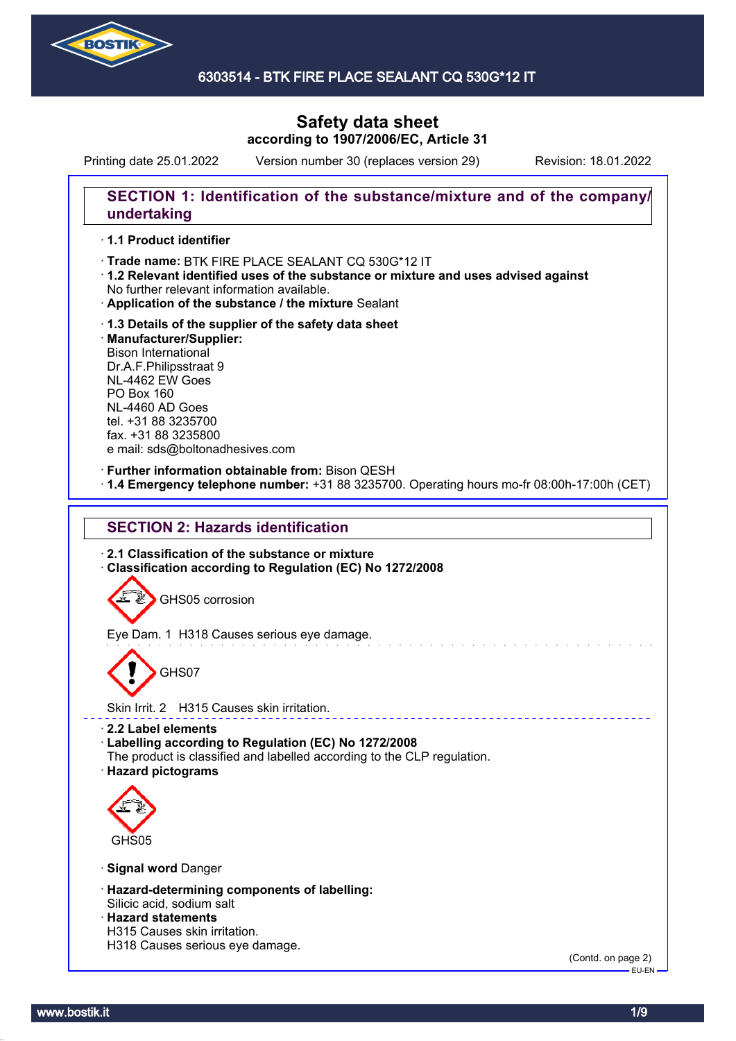# 6303514 - BTK FIRE PLACE SEALANT CQ 530G*12 IT

## Safety data sheet
**according to 1907/2006/EC, Article 31**

Printing date 25.01.2022 Version number 30 (replaces version 29) Revision: 18.01.2022

## SECTION 1: Identification of the substance/mixture and of the company/undertaking

· **1.1 Product identifier**

· **Trade name:** BTK FIRE PLACE SEALANT CQ 530G*12 IT
· **1.2 Relevant identified uses of the substance or mixture and uses advised against**
No further relevant information available.
· **Application of the substance / the mixture** Sealant

· **1.3 Details of the supplier of the safety data sheet**
· **Manufacturer/Supplier:**
Bison International
Dr.A.F.Philipsstraat 9
NL-4462 EW Goes
PO Box 160
NL-4460 AD Goes
tel. +31 88 3235700
fax. +31 88 3235800
e mail: sds@boltonadhesives.com

· **Further information obtainable from:** Bison QESH
· **1.4 Emergency telephone number:** +31 88 3235700. Operating hours mo-fr 08:00h-17:00h (CET)

## SECTION 2: Hazards identification

· **2.1 Classification of the substance or mixture**
· **Classification according to Regulation (EC) No 1272/2008**

GHS05 corrosion

Eye Dam. 1 H318 Causes serious eye damage.

GHS07

Skin Irrit. 2 H315 Causes skin irritation.

· **2.2 Label elements**
· **Labelling according to Regulation (EC) No 1272/2008**
The product is classified and labelled according to the CLP regulation.
· **Hazard pictograms**

GHS05

· **Signal word** Danger

· **Hazard-determining components of labelling:**
Silicic acid, sodium salt
· **Hazard statements**
H315 Causes skin irritation.
H318 Causes serious eye damage.

(Contd. on page 2)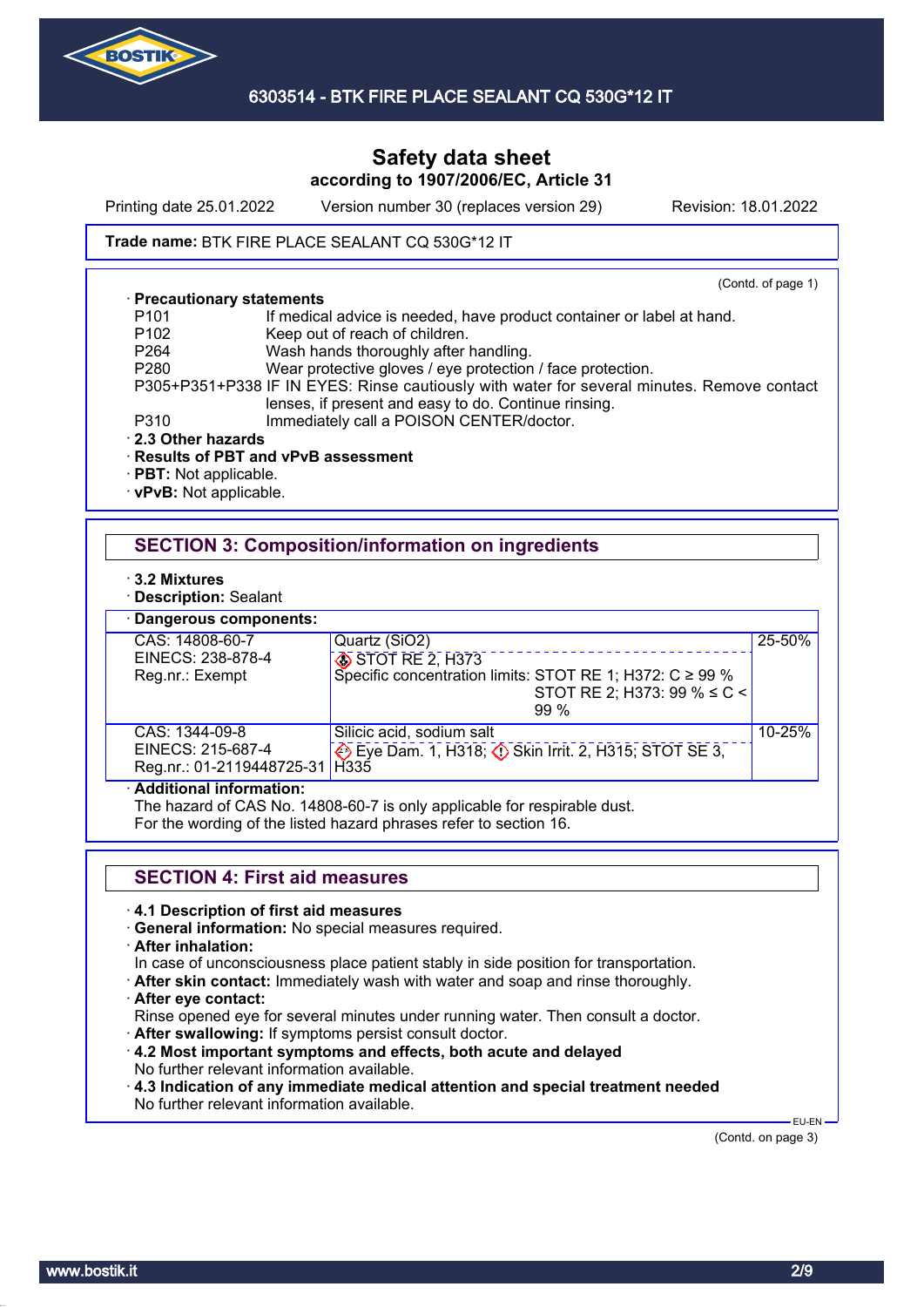Safety data sheet
according to 1907/2006/EC, Article 31

Printing date 25.01.2022 Version number 30 (replaces version 29) Revision: 18.01.2022

**Trade name:** BTK FIRE PLACE SEALANT CQ 530G*12 IT

(Contd. of page 1)

· **Precautionary statements**

| | |
|---|---|
| P101 | If medical advice is needed, have product container or label at hand. |
| P102 | Keep out of reach of children. |
| P264 | Wash hands thoroughly after handling. |
| P280 | Wear protective gloves / eye protection / face protection. |
| P305+P351+P338 | IF IN EYES: Rinse cautiously with water for several minutes. Remove contact lenses, if present and easy to do. Continue rinsing. |
| P310 | Immediately call a POISON CENTER/doctor. |

· **2.3 Other hazards**

· **Results of PBT and vPvB assessment**

· **PBT:** Not applicable.

· **vPvB:** Not applicable.

## SECTION 3: Composition/information on ingredients

· **3.2 Mixtures**

· **Description:** Sealant

· **Dangerous components:**

| | | |
|---|---|---|
| CAS: 14808-60-7<br>EINECS: 238-878-4<br>Reg.nr.: Exempt | Quartz ($SiO_2$)<br>STOT RE 2, H373<br>Specific concentration limits: STOT RE 1; H372: C ≥ 99 %<br>STOT RE 2; H373: 99 % ≤ C < 99 % | 25-50% |
| CAS: 1344-09-8<br>EINECS: 215-687-4<br>Reg.nr.: 01-2119448725-31 | Silicic acid, sodium salt<br>Eye Dam. 1, H318; Skin Irrit. 2, H315; STOT SE 3, H335 | 10-25% |

· **Additional information:**

The hazard of CAS No. 14808-60-7 is only applicable for respirable dust.

For the wording of the listed hazard phrases refer to section 16.

## SECTION 4: First aid measures

· **4.1 Description of first aid measures**

· **General information:** No special measures required.

· **After inhalation:**

In case of unconsciousness place patient stably in side position for transportation.

· **After skin contact:** Immediately wash with water and soap and rinse thoroughly.

· **After eye contact:**

Rinse opened eye for several minutes under running water. Then consult a doctor.

· **After swallowing:** If symptoms persist consult doctor.

· **4.2 Most important symptoms and effects, both acute and delayed**

No further relevant information available.

· **4.3 Indication of any immediate medical attention and special treatment needed**

No further relevant information available.

(Contd. on page 3)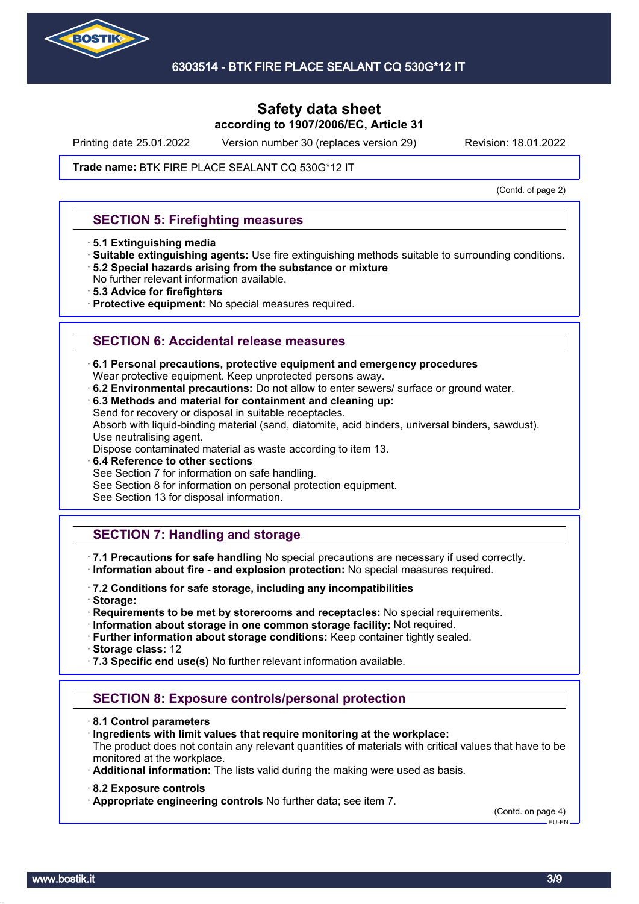## SECTION 5: Firefighting measures

- **5.1 Extinguishing media**
- **Suitable extinguishing agents:** Use fire extinguishing methods suitable to surrounding conditions.
- **5.2 Special hazards arising from the substance or mixture**
  No further relevant information available.
- **5.3 Advice for firefighters**
- **Protective equipment:** No special measures required.

## SECTION 6: Accidental release measures

- **6.1 Personal precautions, protective equipment and emergency procedures**
  Wear protective equipment. Keep unprotected persons away.
- **6.2 Environmental precautions:** Do not allow to enter sewers/ surface or ground water.
- **6.3 Methods and material for containment and cleaning up:**
  Send for recovery or disposal in suitable receptacles.
  Absorb with liquid-binding material (sand, diatomite, acid binders, universal binders, sawdust).
  Use neutralising agent.
  Dispose contaminated material as waste according to item 13.
- **6.4 Reference to other sections**
  See Section 7 for information on safe handling.
  See Section 8 for information on personal protection equipment.
  See Section 13 for disposal information.

## SECTION 7: Handling and storage

- **7.1 Precautions for safe handling** No special precautions are necessary if used correctly.
- **Information about fire - and explosion protection:** No special measures required.

- **7.2 Conditions for safe storage, including any incompatibilities**
- **Storage:**
- **Requirements to be met by storerooms and receptacles:** No special requirements.
- **Information about storage in one common storage facility:** Not required.
- **Further information about storage conditions:** Keep container tightly sealed.
- **Storage class:** 12
- **7.3 Specific end use(s)** No further relevant information available.

## SECTION 8: Exposure controls/personal protection

- **8.1 Control parameters**
- **Ingredients with limit values that require monitoring at the workplace:**
  The product does not contain any relevant quantities of materials with critical values that have to be monitored at the workplace.
- **Additional information:** The lists valid during the making were used as basis.

- **8.2 Exposure controls**
- **Appropriate engineering controls** No further data; see item 7.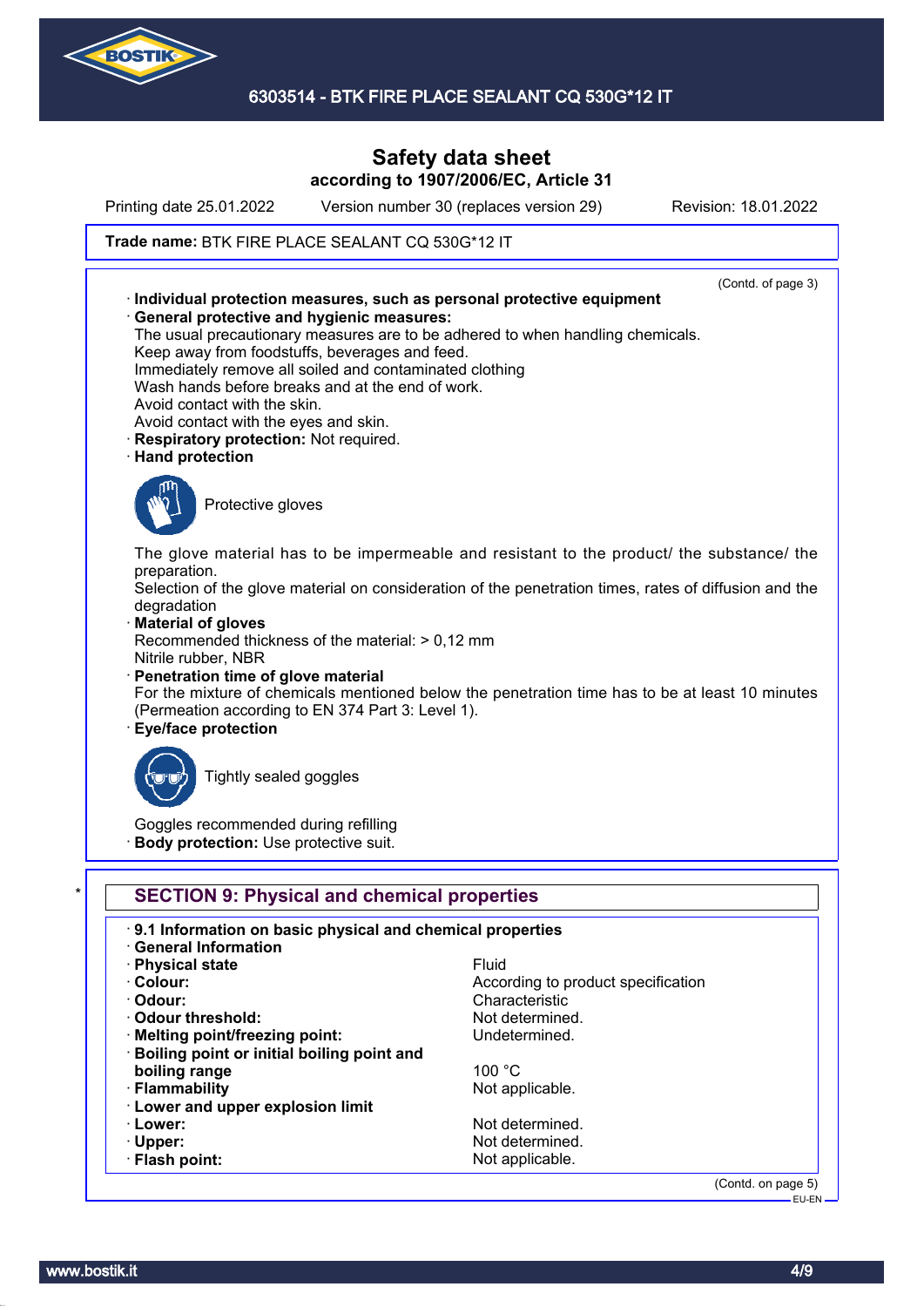Trade name: BTK FIRE PLACE SEALANT CQ 530G*12 IT

(Contd. of page 3)

· **Individual protection measures, such as personal protective equipment**
· **General protective and hygienic measures:**
The usual precautionary measures are to be adhered to when handling chemicals.
Keep away from foodstuffs, beverages and feed.
Immediately remove all soiled and contaminated clothing
Wash hands before breaks and at the end of work.
Avoid contact with the skin.
Avoid contact with the eyes and skin.
· **Respiratory protection:** Not required.
· **Hand protection**

Protective gloves

The glove material has to be impermeable and resistant to the product/ the substance/ the preparation.
Selection of the glove material on consideration of the penetration times, rates of diffusion and the degradation
· **Material of gloves**
Recommended thickness of the material: > 0,12 mm
Nitrile rubber, NBR
· **Penetration time of glove material**
For the mixture of chemicals mentioned below the penetration time has to be at least 10 minutes (Permeation according to EN 374 Part 3: Level 1).
· **Eye/face protection**

Tightly sealed goggles

Goggles recommended during refilling
· **Body protection:** Use protective suit.

## SECTION 9: Physical and chemical properties

· **9.1 Information on basic physical and chemical properties**
· **General Information**

| | |
|---|---|
| · **Physical state** | Fluid |
| · **Colour:** | According to product specification |
| · **Odour:** | Characteristic |
| · **Odour threshold:** | Not determined. |
| · **Melting point/freezing point:** | Undetermined. |
| · **Boiling point or initial boiling point and boiling range** | 100 °C |
| · **Flammability** | Not applicable. |
| · **Lower and upper explosion limit** | |
| · **Lower:** | Not determined. |
| · **Upper:** | Not determined. |
| · **Flash point:** | Not applicable. |

(Contd. on page 5)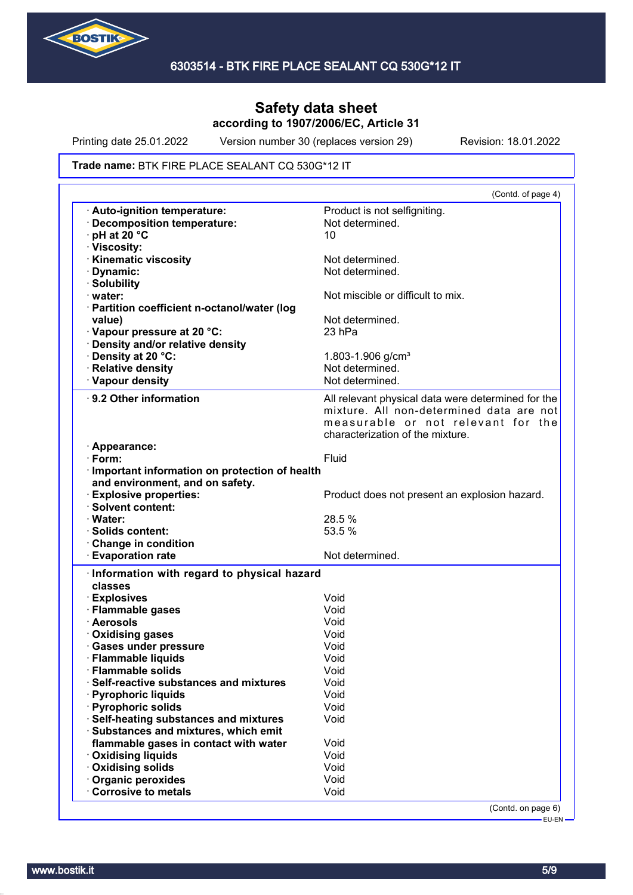Safety data sheet
according to 1907/2006/EC, Article 31

Printing date 25.01.2022 Version number 30 (replaces version 29) Revision: 18.01.2022

**Trade name:** BTK FIRE PLACE SEALANT CQ 530G*12 IT

(Contd. of page 4)

| | |
|---|---|
| · **Auto-ignition temperature:** | Product is not selfigniting. |
| · **Decomposition temperature:** | Not determined. |
| · **pH at 20 °C** | 10 |
| · **Viscosity:** | |
| · **Kinematic viscosity** | Not determined. |
| · **Dynamic:** | Not determined. |
| · **Solubility** | |
| · **water:** | Not miscible or difficult to mix. |
| · **Partition coefficient n-octanol/water (log value)** | Not determined. |
| · **Vapour pressure at 20 °C:** | 23 hPa |
| · **Density and/or relative density** | |
| · **Density at 20 °C:** | 1.803-1.906 g/cm³ |
| · **Relative density** | Not determined. |
| · **Vapour density** | Not determined. |

| | |
|---|---|
| · **9.2 Other information** | All relevant physical data were determined for the mixture. All non-determined data are not measurable or not relevant for the characterization of the mixture. |
| · **Appearance:** | |
| · **Form:** | Fluid |
| · **Important information on protection of health and environment, and on safety.** | |
| · **Explosive properties:** | Product does not present an explosion hazard. |
| · **Solvent content:** | |
| · **Water:** | 28.5 % |
| · **Solids content:** | 53.5 % |
| · **Change in condition** | |
| · **Evaporation rate** | Not determined. |

| | |
|---|---|
| · **Information with regard to physical hazard classes** | |
| · **Explosives** | Void |
| · **Flammable gases** | Void |
| · **Aerosols** | Void |
| · **Oxidising gases** | Void |
| · **Gases under pressure** | Void |
| · **Flammable liquids** | Void |
| · **Flammable solids** | Void |
| · **Self-reactive substances and mixtures** | Void |
| · **Pyrophoric liquids** | Void |
| · **Pyrophoric solids** | Void |
| · **Self-heating substances and mixtures** | Void |
| · **Substances and mixtures, which emit flammable gases in contact with water** | Void |
| · **Oxidising liquids** | Void |
| · **Oxidising solids** | Void |
| · **Organic peroxides** | Void |
| · **Corrosive to metals** | Void |

(Contd. on page 6)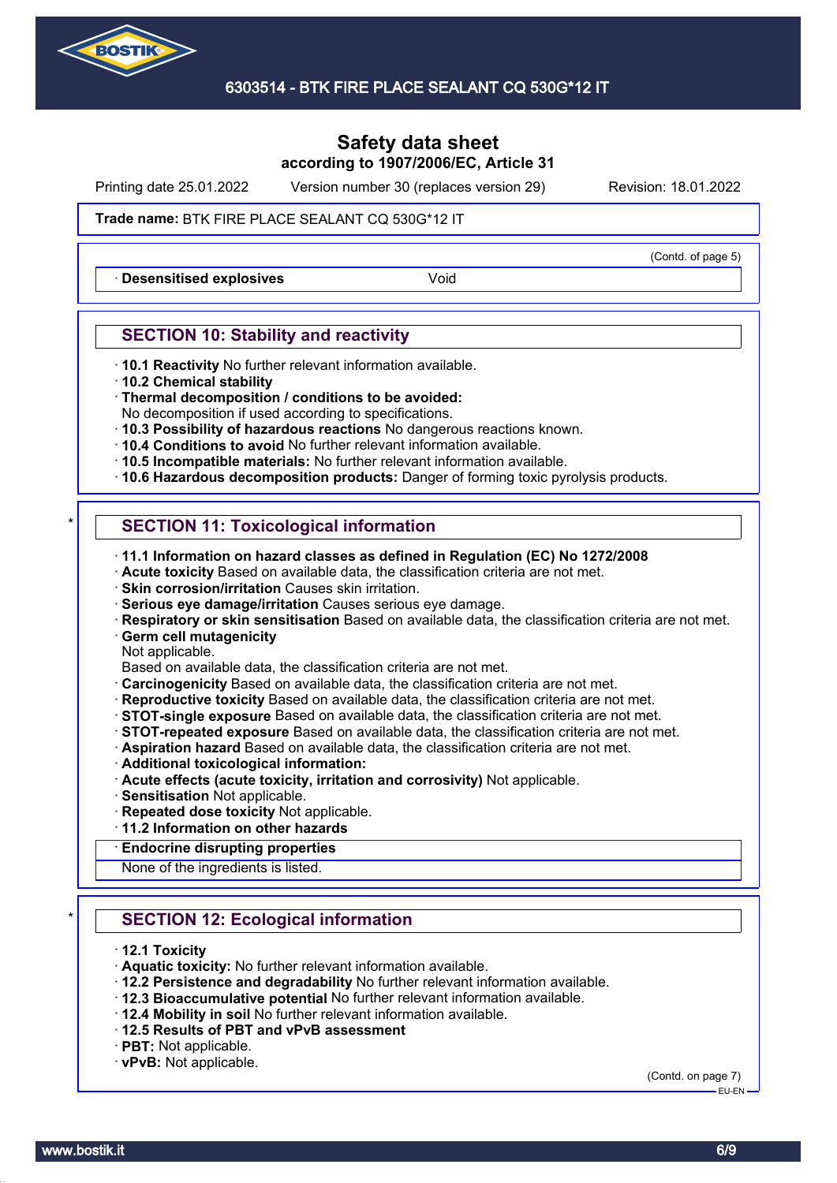# Safety data sheet
**according to 1907/2006/EC, Article 31**

Printing date 25.01.2022 Version number 30 (replaces version 29) Revision: 18.01.2022

**Trade name:** BTK FIRE PLACE SEALANT CQ 530G*12 IT

(Contd. of page 5)

| · **Desensitised explosives** | Void |
|---|---|

## SECTION 10: Stability and reactivity

- · **10.1 Reactivity** No further relevant information available.
- · **10.2 Chemical stability**
- · **Thermal decomposition / conditions to be avoided:**
  No decomposition if used according to specifications.
- · **10.3 Possibility of hazardous reactions** No dangerous reactions known.
- · **10.4 Conditions to avoid** No further relevant information available.
- · **10.5 Incompatible materials:** No further relevant information available.
- · **10.6 Hazardous decomposition products:** Danger of forming toxic pyrolysis products.

## * SECTION 11: Toxicological information

- · **11.1 Information on hazard classes as defined in Regulation (EC) No 1272/2008**
- · **Acute toxicity** Based on available data, the classification criteria are not met.
- · **Skin corrosion/irritation** Causes skin irritation.
- · **Serious eye damage/irritation** Causes serious eye damage.
- · **Respiratory or skin sensitisation** Based on available data, the classification criteria are not met.
- · **Germ cell mutagenicity**
  Not applicable.
  Based on available data, the classification criteria are not met.
- · **Carcinogenicity** Based on available data, the classification criteria are not met.
- · **Reproductive toxicity** Based on available data, the classification criteria are not met.
- · **STOT-single exposure** Based on available data, the classification criteria are not met.
- · **STOT-repeated exposure** Based on available data, the classification criteria are not met.
- · **Aspiration hazard** Based on available data, the classification criteria are not met.
- · **Additional toxicological information:**
- · **Acute effects (acute toxicity, irritation and corrosivity)** Not applicable.
- · **Sensitisation** Not applicable.
- · **Repeated dose toxicity** Not applicable.
- · **11.2 Information on other hazards**

| · **Endocrine disrupting properties** |
|---|
| None of the ingredients is listed. |

## * SECTION 12: Ecological information

- · **12.1 Toxicity**
- · **Aquatic toxicity:** No further relevant information available.
- · **12.2 Persistence and degradability** No further relevant information available.
- · **12.3 Bioaccumulative potential** No further relevant information available.
- · **12.4 Mobility in soil** No further relevant information available.
- · **12.5 Results of PBT and vPvB assessment**
- · **PBT:** Not applicable.
- · **vPvB:** Not applicable.

(Contd. on page 7)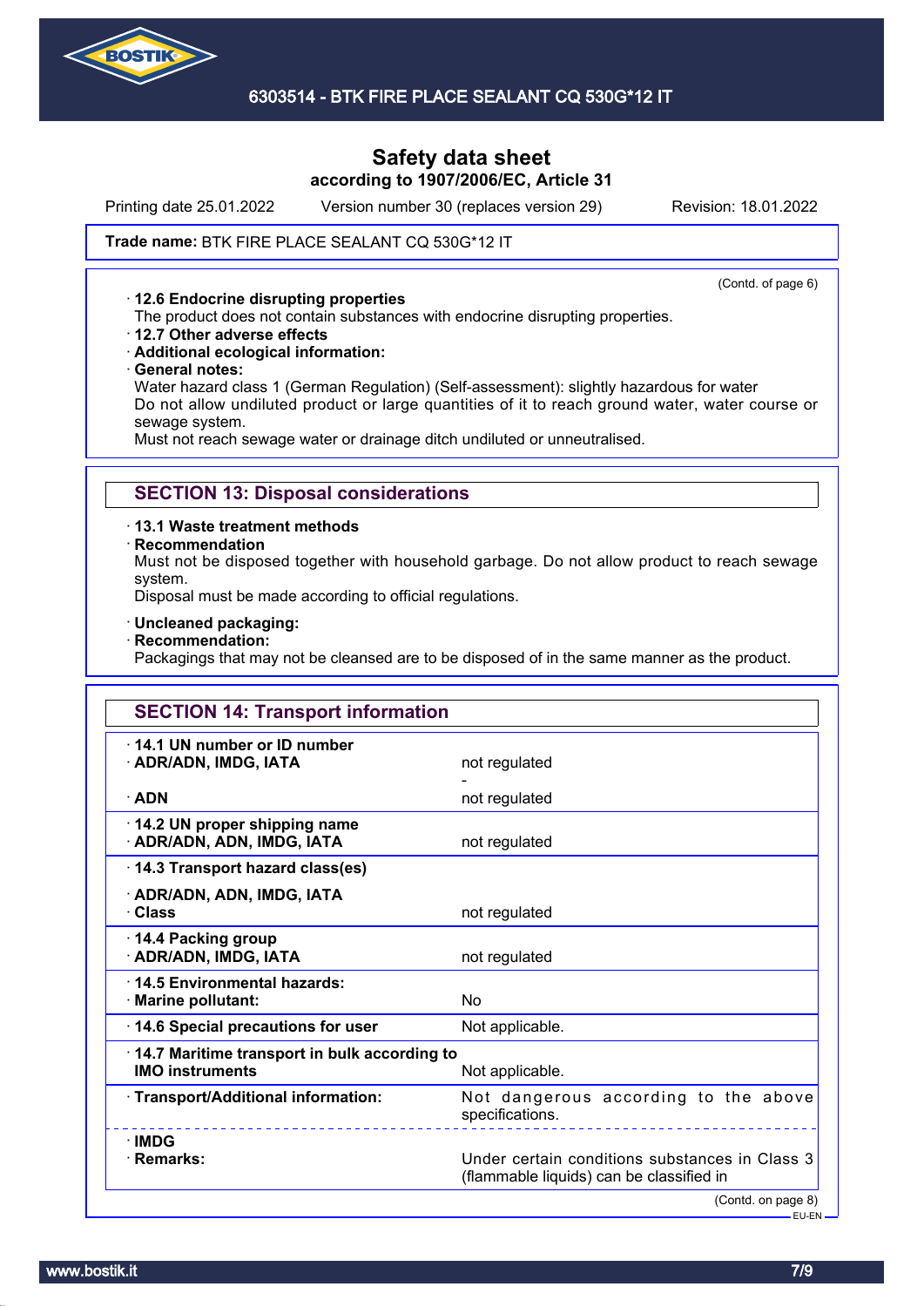# Safety data sheet
**according to 1907/2006/EC, Article 31**

Printing date 25.01.2022 Version number 30 (replaces version 29) Revision: 18.01.2022

**Trade name:** BTK FIRE PLACE SEALANT CQ 530G*12 IT

(Contd. of page 6)

· **12.6 Endocrine disrupting properties**
The product does not contain substances with endocrine disrupting properties.
· **12.7 Other adverse effects**
· **Additional ecological information:**
· **General notes:**
Water hazard class 1 (German Regulation) (Self-assessment): slightly hazardous for water
Do not allow undiluted product or large quantities of it to reach ground water, water course or sewage system.
Must not reach sewage water or drainage ditch undiluted or unneutralised.

## SECTION 13: Disposal considerations

· **13.1 Waste treatment methods**
· **Recommendation**
Must not be disposed together with household garbage. Do not allow product to reach sewage system.
Disposal must be made according to official regulations.

· **Uncleaned packaging:**
· **Recommendation:**
Packagings that may not be cleansed are to be disposed of in the same manner as the product.

## SECTION 14: Transport information

| | |
|---|---|
| · **14.1 UN number or ID number** | |
| · **ADR/ADN, IMDG, IATA** | not regulated |
| | - |
| · **ADN** | not regulated |
| · **14.2 UN proper shipping name** | |
| · **ADR/ADN, ADN, IMDG, IATA** | not regulated |
| · **14.3 Transport hazard class(es)** | |
| · **ADR/ADN, ADN, IMDG, IATA** | |
| · **Class** | not regulated |
| · **14.4 Packing group** | |
| · **ADR/ADN, IMDG, IATA** | not regulated |
| · **14.5 Environmental hazards:** | |
| · **Marine pollutant:** | No |
| · **14.6 Special precautions for user** | Not applicable. |
| · **14.7 Maritime transport in bulk according to IMO instruments** | Not applicable. |
| · **Transport/Additional information:** | Not dangerous according to the above specifications. |
| · **IMDG** | |
| · **Remarks:** | Under certain conditions substances in Class 3 (flammable liquids) can be classified in |

(Contd. on page 8)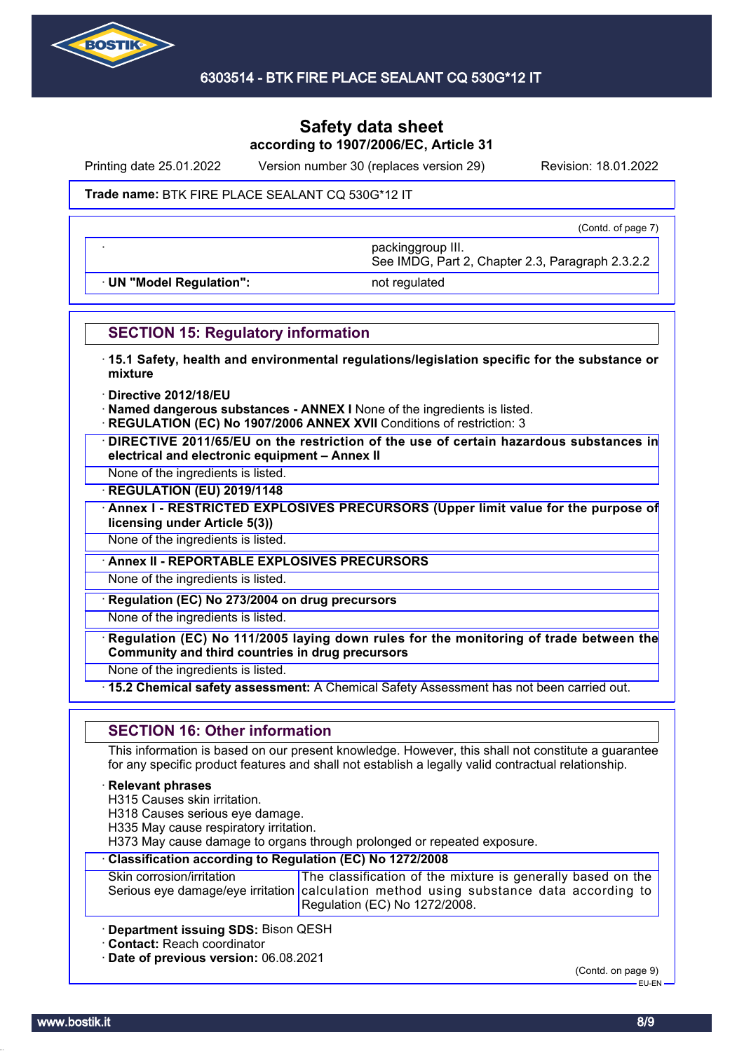# Safety data sheet
**according to 1907/2006/EC, Article 31**

Printing date 25.01.2022 Version number 30 (replaces version 29) Revision: 18.01.2022

**Trade name:** BTK FIRE PLACE SEALANT CQ 530G*12 IT

(Contd. of page 7)

| · | packinggroup III.<br>See IMDG, Part 2, Chapter 2.3, Paragraph 2.3.2.2 |
|---|---|
| · **UN "Model Regulation":** | not regulated |

## SECTION 15: Regulatory information

· **15.1 Safety, health and environmental regulations/legislation specific for the substance or mixture**

· **Directive 2012/18/EU**
· **Named dangerous substances - ANNEX I** None of the ingredients is listed.
· **REGULATION (EC) No 1907/2006 ANNEX XVII** Conditions of restriction: 3

· **DIRECTIVE 2011/65/EU on the restriction of the use of certain hazardous substances in electrical and electronic equipment – Annex II**
None of the ingredients is listed.

· **REGULATION (EU) 2019/1148**

· **Annex I - RESTRICTED EXPLOSIVES PRECURSORS (Upper limit value for the purpose of licensing under Article 5(3))**
None of the ingredients is listed.

· **Annex II - REPORTABLE EXPLOSIVES PRECURSORS**
None of the ingredients is listed.

· **Regulation (EC) No 273/2004 on drug precursors**
None of the ingredients is listed.

· **Regulation (EC) No 111/2005 laying down rules for the monitoring of trade between the Community and third countries in drug precursors**
None of the ingredients is listed.

· **15.2 Chemical safety assessment:** A Chemical Safety Assessment has not been carried out.

## SECTION 16: Other information

This information is based on our present knowledge. However, this shall not constitute a guarantee for any specific product features and shall not establish a legally valid contractual relationship.

· **Relevant phrases**
H315 Causes skin irritation.
H318 Causes serious eye damage.
H335 May cause respiratory irritation.
H373 May cause damage to organs through prolonged or repeated exposure.

· **Classification according to Regulation (EC) No 1272/2008**

| | |
|---|---|
| Skin corrosion/irritation<br>Serious eye damage/eye irritation | The classification of the mixture is generally based on the calculation method using substance data according to Regulation (EC) No 1272/2008. |

· **Department issuing SDS:** Bison QESH
· **Contact:** Reach coordinator
· **Date of previous version:** 06.08.2021

(Contd. on page 9)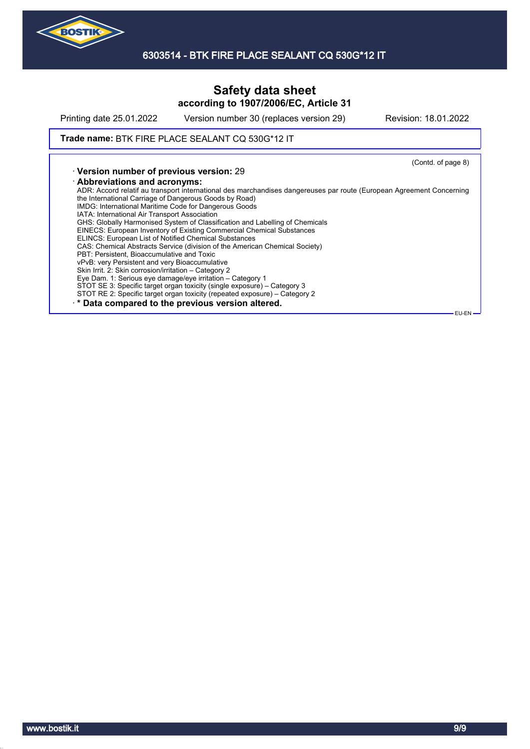# Safety data sheet

**according to 1907/2006/EC, Article 31**

Printing date 25.01.2022 Version number 30 (replaces version 29) Revision: 18.01.2022

**Trade name:** BTK FIRE PLACE SEALANT CQ 530G*12 IT

(Contd. of page 8)

· **Version number of previous version:** 29

· **Abbreviations and acronyms:**

ADR: Accord relatif au transport international des marchandises dangereuses par route (European Agreement Concerning the International Carriage of Dangerous Goods by Road)
IMDG: International Maritime Code for Dangerous Goods
IATA: International Air Transport Association
GHS: Globally Harmonised System of Classification and Labelling of Chemicals
EINECS: European Inventory of Existing Commercial Chemical Substances
ELINCS: European List of Notified Chemical Substances
CAS: Chemical Abstracts Service (division of the American Chemical Society)
PBT: Persistent, Bioaccumulative and Toxic
vPvB: very Persistent and very Bioaccumulative
Skin Irrit. 2: Skin corrosion/irritation – Category 2
Eye Dam. 1: Serious eye damage/eye irritation – Category 1
STOT SE 3: Specific target organ toxicity (single exposure) – Category 3
STOT RE 2: Specific target organ toxicity (repeated exposure) – Category 2

· **\* Data compared to the previous version altered.**

EU-EN